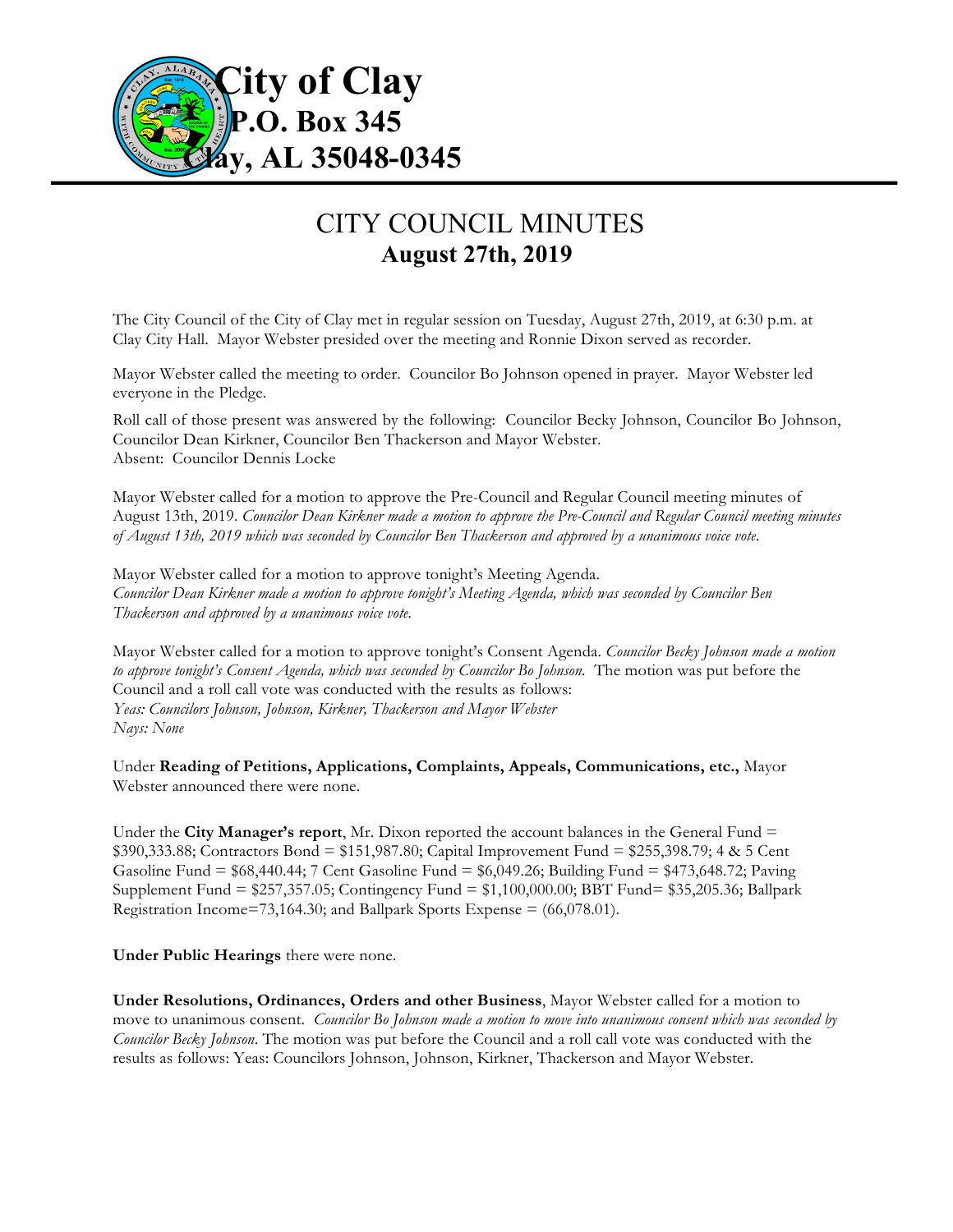# City of Clay
**P.O. Box 345**
**Clay, AL 35048-0345**

## CITY COUNCIL MINUTES
**August 27th, 2019**

The City Council of the City of Clay met in regular session on Tuesday, August 27th, 2019, at 6:30 p.m. at Clay City Hall. Mayor Webster presided over the meeting and Ronnie Dixon served as recorder.

Mayor Webster called the meeting to order. Councilor Bo Johnson opened in prayer. Mayor Webster led everyone in the Pledge.

Roll call of those present was answered by the following: Councilor Becky Johnson, Councilor Bo Johnson, Councilor Dean Kirkner, Councilor Ben Thackerson and Mayor Webster.
Absent: Councilor Dennis Locke

Mayor Webster called for a motion to approve the Pre-Council and Regular Council meeting minutes of August 13th, 2019. *Councilor Dean Kirkner made a motion to approve the Pre-Council and Regular Council meeting minutes of August 13th, 2019 which was seconded by Councilor Ben Thackerson and approved by a unanimous voice vote.*

Mayor Webster called for a motion to approve tonight's Meeting Agenda.
*Councilor Dean Kirkner made a motion to approve tonight's Meeting Agenda, which was seconded by Councilor Ben Thackerson and approved by a unanimous voice vote.*

Mayor Webster called for a motion to approve tonight's Consent Agenda. *Councilor Becky Johnson made a motion to approve tonight's Consent Agenda, which was seconded by Councilor Bo Johnson.* The motion was put before the Council and a roll call vote was conducted with the results as follows:
*Yeas: Councilors Johnson, Johnson, Kirkner, Thackerson and Mayor Webster*
*Nays: None*

Under **Reading of Petitions, Applications, Complaints, Appeals, Communications, etc.,** Mayor Webster announced there were none.

Under the **City Manager's report**, Mr. Dixon reported the account balances in the General Fund = $390,333.88; Contractors Bond = $151,987.80; Capital Improvement Fund = $255,398.79; 4 & 5 Cent Gasoline Fund = $68,440.44; 7 Cent Gasoline Fund = $6,049.26; Building Fund = $473,648.72; Paving Supplement Fund = $257,357.05; Contingency Fund = $1,100,000.00; BBT Fund= $35,205.36; Ballpark Registration Income=73,164.30; and Ballpark Sports Expense = (66,078.01).

**Under Public Hearings** there were none.

**Under Resolutions, Ordinances, Orders and other Business**, Mayor Webster called for a motion to move to unanimous consent. *Councilor Bo Johnson made a motion to move into unanimous consent which was seconded by Councilor Becky Johnson.* The motion was put before the Council and a roll call vote was conducted with the results as follows: Yeas: Councilors Johnson, Johnson, Kirkner, Thackerson and Mayor Webster.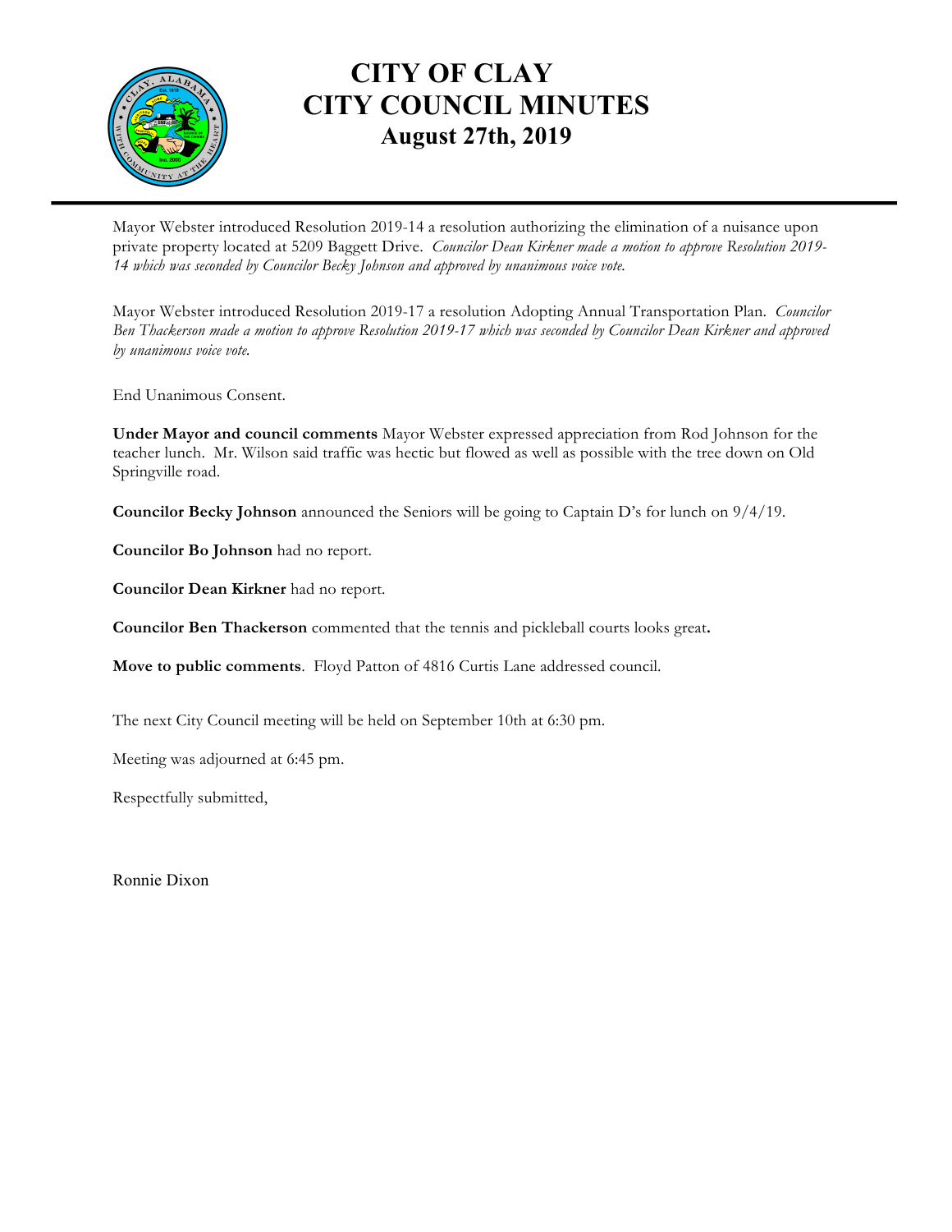# CITY OF CLAY
# CITY COUNCIL MINUTES
## August 27th, 2019

Mayor Webster introduced Resolution 2019-14 a resolution authorizing the elimination of a nuisance upon private property located at 5209 Baggett Drive. *Councilor Dean Kirkner made a motion to approve Resolution 2019-14 which was seconded by Councilor Becky Johnson and approved by unanimous voice vote.*

Mayor Webster introduced Resolution 2019-17 a resolution Adopting Annual Transportation Plan. *Councilor Ben Thackerson made a motion to approve Resolution 2019-17 which was seconded by Councilor Dean Kirkner and approved by unanimous voice vote.*

End Unanimous Consent.

**Under Mayor and council comments** Mayor Webster expressed appreciation from Rod Johnson for the teacher lunch. Mr. Wilson said traffic was hectic but flowed as well as possible with the tree down on Old Springville road.

**Councilor Becky Johnson** announced the Seniors will be going to Captain D's for lunch on 9/4/19.

**Councilor Bo Johnson** had no report.

**Councilor Dean Kirkner** had no report.

**Councilor Ben Thackerson** commented that the tennis and pickleball courts looks great**.**

**Move to public comments**. Floyd Patton of 4816 Curtis Lane addressed council.

The next City Council meeting will be held on September 10th at 6:30 pm.

Meeting was adjourned at 6:45 pm.

Respectfully submitted,

Ronnie Dixon